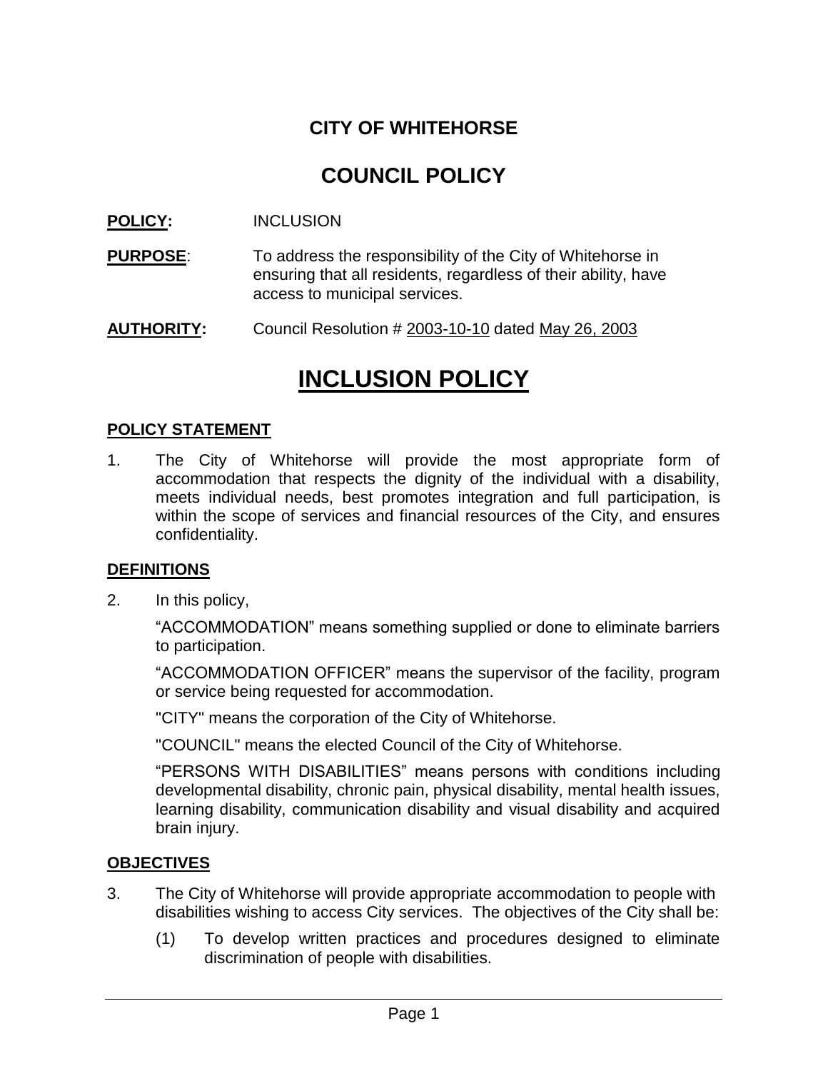# CITY OF WHITEHORSE

# COUNCIL POLICY

**POLICY:** INCLUSION

**PURPOSE**: To address the responsibility of the City of Whitehorse in ensuring that all residents, regardless of their ability, have access to municipal services.

**AUTHORITY:** Council Resolution # 2003-10-10 dated May 26, 2003

# INCLUSION POLICY

## POLICY STATEMENT

1. The City of Whitehorse will provide the most appropriate form of accommodation that respects the dignity of the individual with a disability, meets individual needs, best promotes integration and full participation, is within the scope of services and financial resources of the City, and ensures confidentiality.

## DEFINITIONS

2. In this policy,

   "ACCOMMODATION" means something supplied or done to eliminate barriers to participation.

   "ACCOMMODATION OFFICER" means the supervisor of the facility, program or service being requested for accommodation.

   "CITY" means the corporation of the City of Whitehorse.

   "COUNCIL" means the elected Council of the City of Whitehorse.

   "PERSONS WITH DISABILITIES" means persons with conditions including developmental disability, chronic pain, physical disability, mental health issues, learning disability, communication disability and visual disability and acquired brain injury.

## OBJECTIVES

3. The City of Whitehorse will provide appropriate accommodation to people with disabilities wishing to access City services. The objectives of the City shall be:

   (1) To develop written practices and procedures designed to eliminate discrimination of people with disabilities.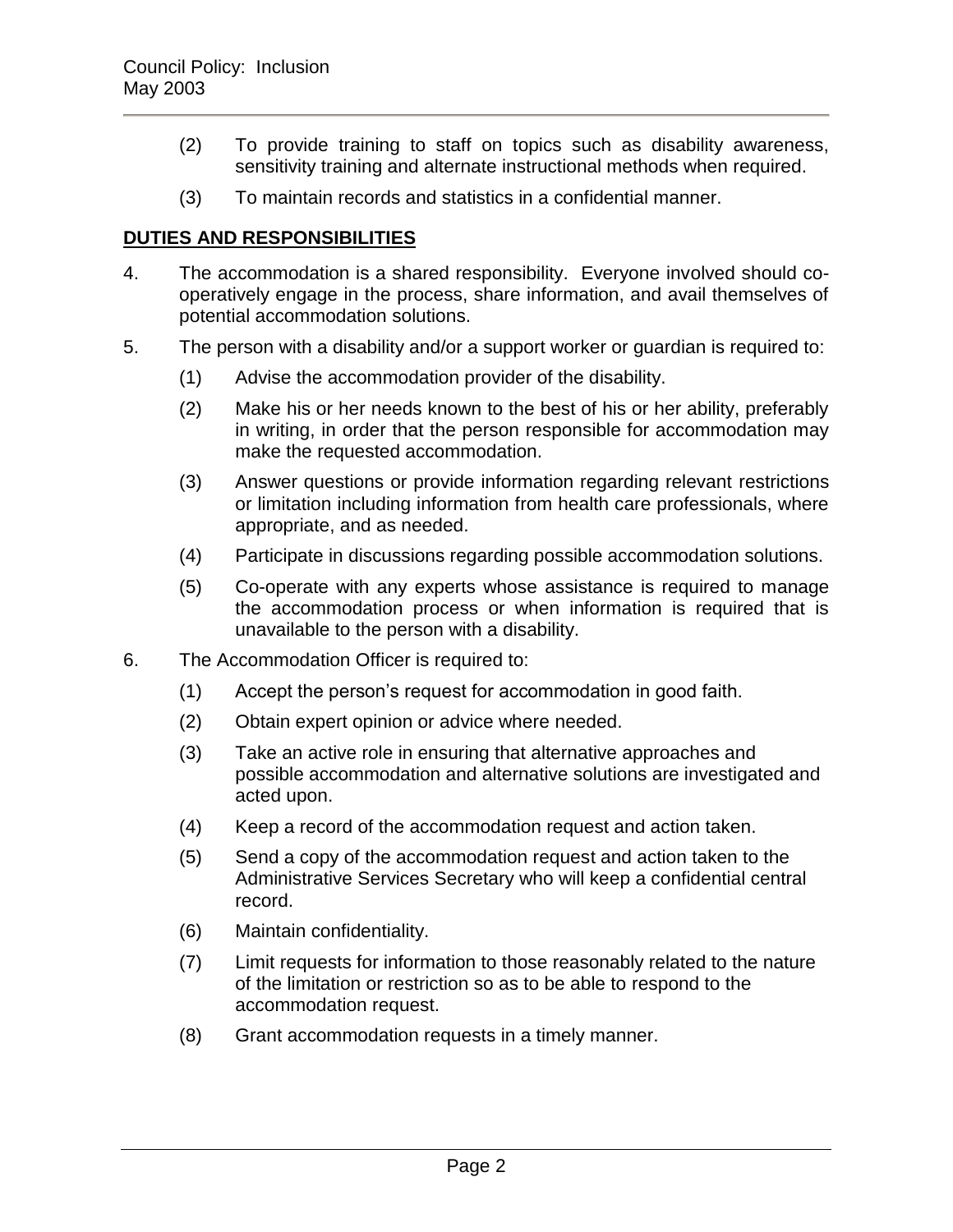(2) To provide training to staff on topics such as disability awareness, sensitivity training and alternate instructional methods when required.

(3) To maintain records and statistics in a confidential manner.

**DUTIES AND RESPONSIBILITIES**

4. The accommodation is a shared responsibility. Everyone involved should co-operatively engage in the process, share information, and avail themselves of potential accommodation solutions.

5. The person with a disability and/or a support worker or guardian is required to:

   (1) Advise the accommodation provider of the disability.

   (2) Make his or her needs known to the best of his or her ability, preferably in writing, in order that the person responsible for accommodation may make the requested accommodation.

   (3) Answer questions or provide information regarding relevant restrictions or limitation including information from health care professionals, where appropriate, and as needed.

   (4) Participate in discussions regarding possible accommodation solutions.

   (5) Co-operate with any experts whose assistance is required to manage the accommodation process or when information is required that is unavailable to the person with a disability.

6. The Accommodation Officer is required to:

   (1) Accept the person's request for accommodation in good faith.

   (2) Obtain expert opinion or advice where needed.

   (3) Take an active role in ensuring that alternative approaches and possible accommodation and alternative solutions are investigated and acted upon.

   (4) Keep a record of the accommodation request and action taken.

   (5) Send a copy of the accommodation request and action taken to the Administrative Services Secretary who will keep a confidential central record.

   (6) Maintain confidentiality.

   (7) Limit requests for information to those reasonably related to the nature of the limitation or restriction so as to be able to respond to the accommodation request.

   (8) Grant accommodation requests in a timely manner.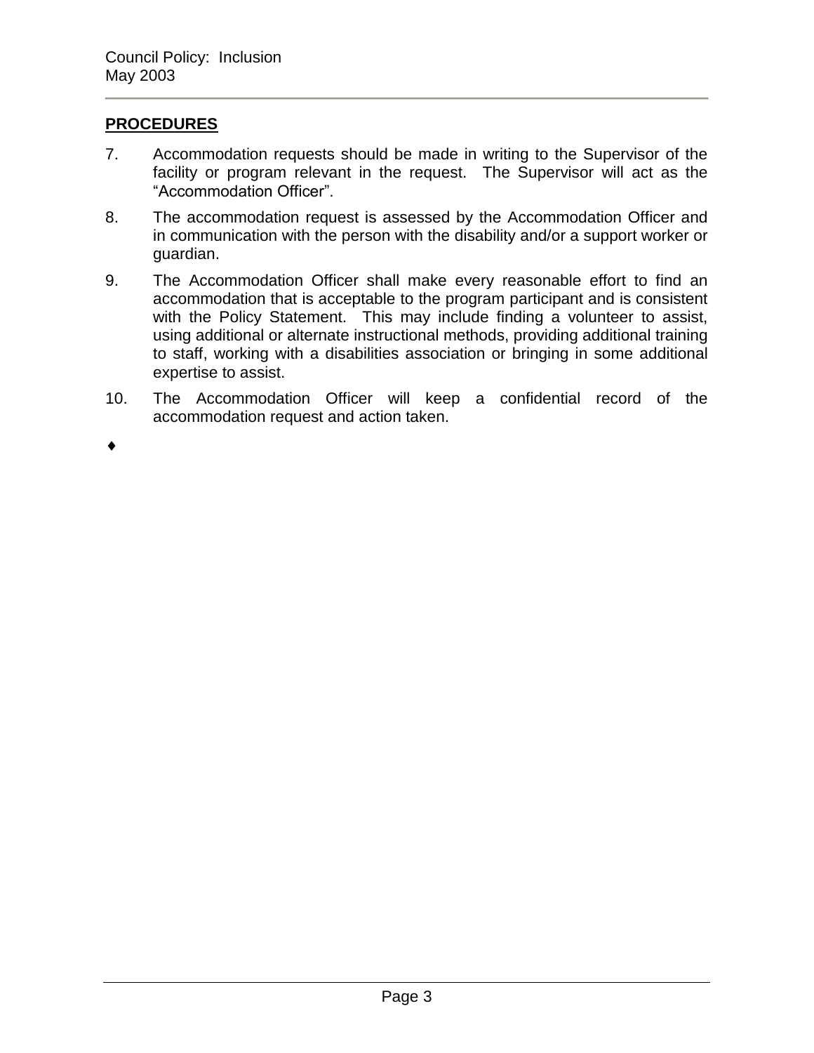**PROCEDURES**

7. Accommodation requests should be made in writing to the Supervisor of the facility or program relevant in the request. The Supervisor will act as the "Accommodation Officer".

8. The accommodation request is assessed by the Accommodation Officer and in communication with the person with the disability and/or a support worker or guardian.

9. The Accommodation Officer shall make every reasonable effort to find an accommodation that is acceptable to the program participant and is consistent with the Policy Statement. This may include finding a volunteer to assist, using additional or alternate instructional methods, providing additional training to staff, working with a disabilities association or bringing in some additional expertise to assist.

10. The Accommodation Officer will keep a confidential record of the accommodation request and action taken.

♦